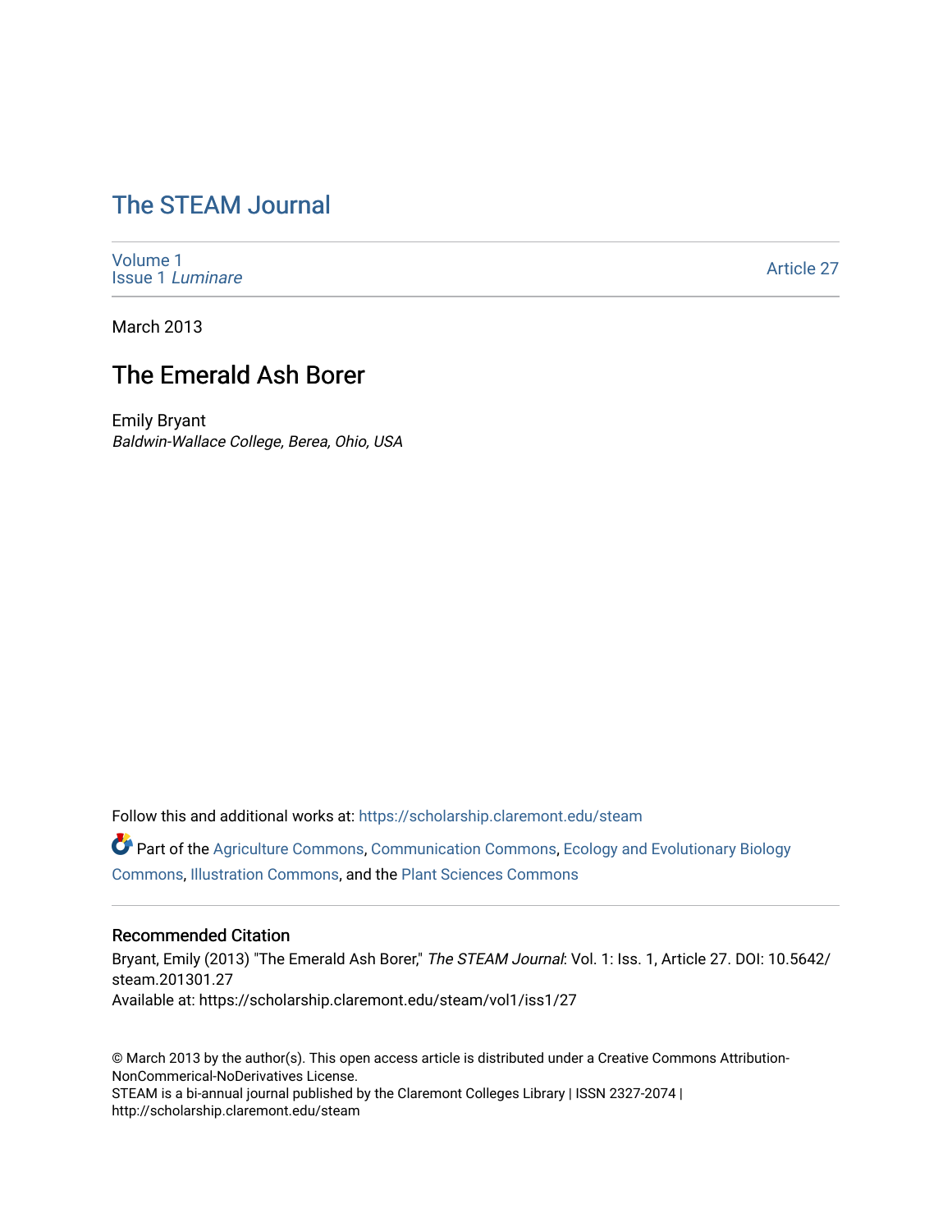# The STEAM Journal

Volume 1
Issue 1 *Luminare*

Article 27

March 2013

## The Emerald Ash Borer

Emily Bryant
*Baldwin-Wallace College, Berea, Ohio, USA*

Follow this and additional works at: https://scholarship.claremont.edu/steam

Part of the Agriculture Commons, Communication Commons, Ecology and Evolutionary Biology Commons, Illustration Commons, and the Plant Sciences Commons

### Recommended Citation

Bryant, Emily (2013) "The Emerald Ash Borer," *The STEAM Journal*: Vol. 1: Iss. 1, Article 27. DOI: 10.5642/steam.201301.27
Available at: https://scholarship.claremont.edu/steam/vol1/iss1/27

© March 2013 by the author(s). This open access article is distributed under a Creative Commons Attribution-NonCommerical-NoDerivatives License.
STEAM is a bi-annual journal published by the Claremont Colleges Library | ISSN 2327-2074 | http://scholarship.claremont.edu/steam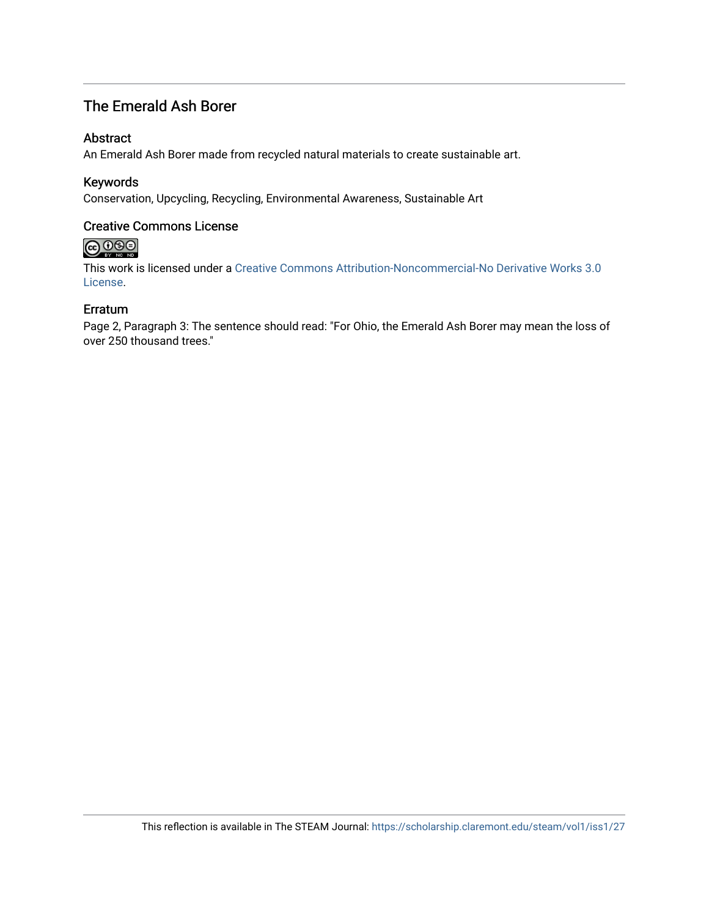# The Emerald Ash Borer

## Abstract

An Emerald Ash Borer made from recycled natural materials to create sustainable art.

## Keywords

Conservation, Upcycling, Recycling, Environmental Awareness, Sustainable Art

## Creative Commons License

This work is licensed under a Creative Commons Attribution-Noncommercial-No Derivative Works 3.0 License.

## Erratum

Page 2, Paragraph 3: The sentence should read: "For Ohio, the Emerald Ash Borer may mean the loss of over 250 thousand trees."

This reflection is available in The STEAM Journal: https://scholarship.claremont.edu/steam/vol1/iss1/27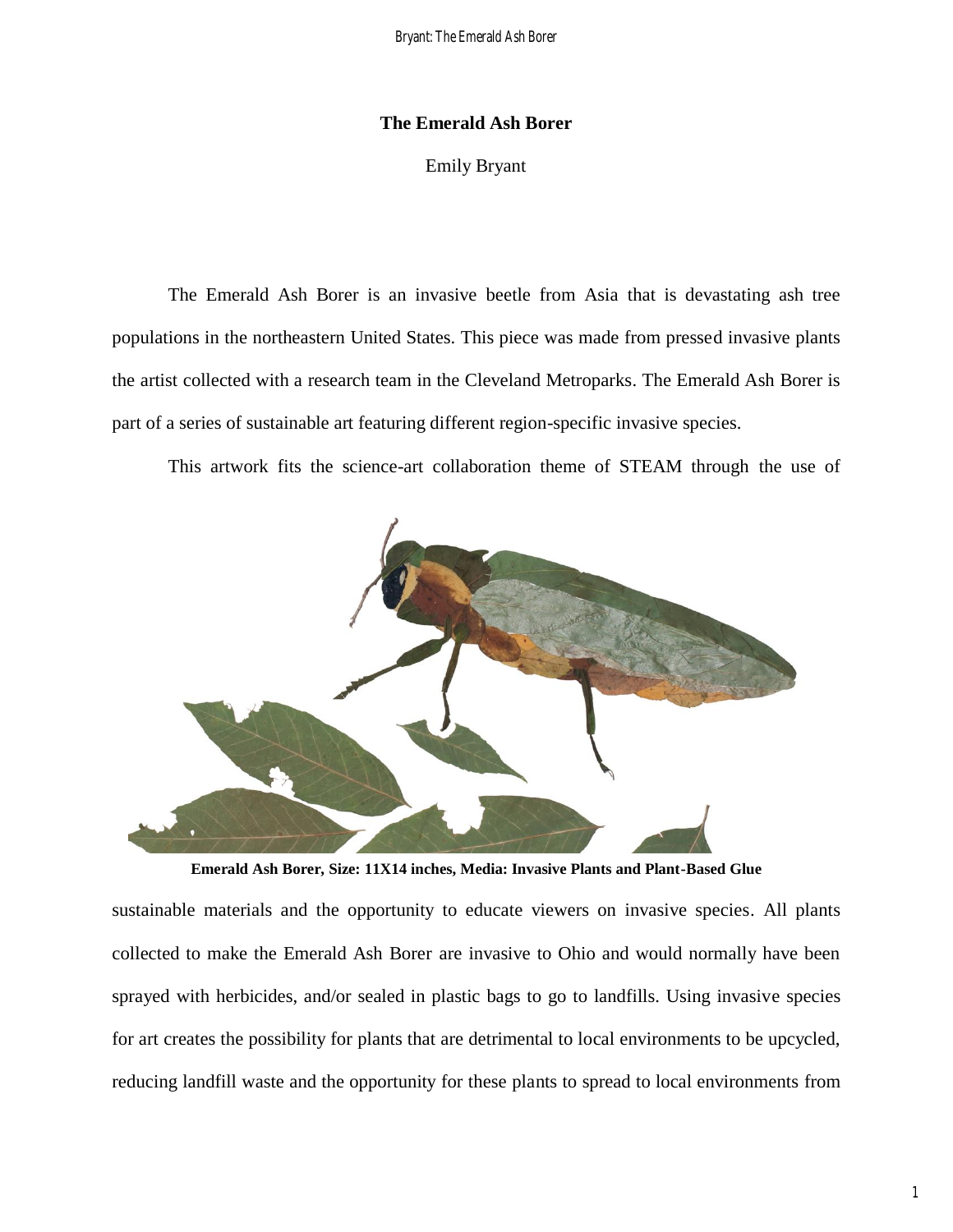# The Emerald Ash Borer

Emily Bryant

The Emerald Ash Borer is an invasive beetle from Asia that is devastating ash tree populations in the northeastern United States. This piece was made from pressed invasive plants the artist collected with a research team in the Cleveland Metroparks. The Emerald Ash Borer is part of a series of sustainable art featuring different region-specific invasive species.

This artwork fits the science-art collaboration theme of STEAM through the use of sustainable materials and the opportunity to educate viewers on invasive species. All plants collected to make the Emerald Ash Borer are invasive to Ohio and would normally have been sprayed with herbicides, and/or sealed in plastic bags to go to landfills. Using invasive species for art creates the possibility for plants that are detrimental to local environments to be upcycled, reducing landfill waste and the opportunity for these plants to spread to local environments from

**Emerald Ash Borer, Size: 11X14 inches, Media: Invasive Plants and Plant-Based Glue**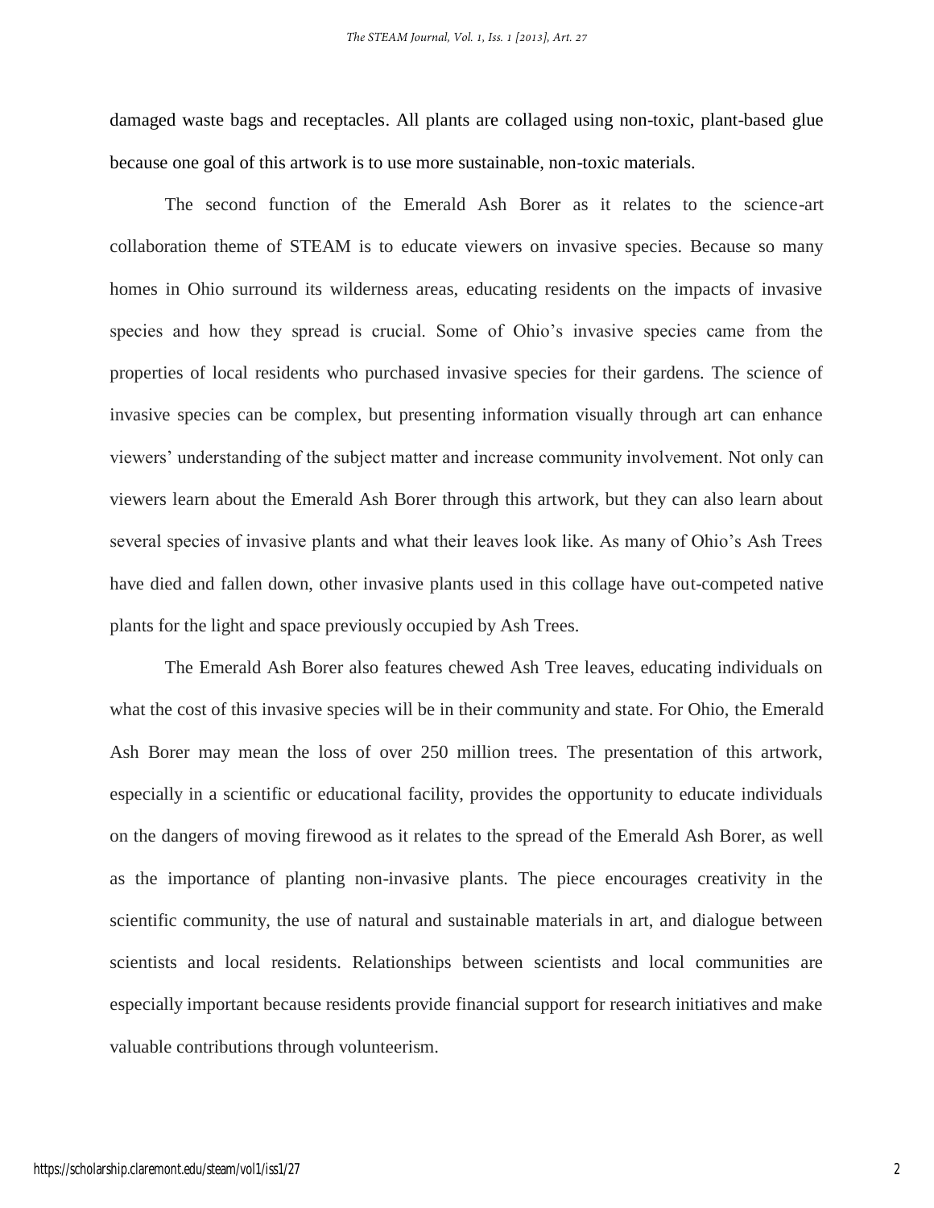damaged waste bags and receptacles. All plants are collaged using non-toxic, plant-based glue because one goal of this artwork is to use more sustainable, non-toxic materials.

The second function of the Emerald Ash Borer as it relates to the science-art collaboration theme of STEAM is to educate viewers on invasive species. Because so many homes in Ohio surround its wilderness areas, educating residents on the impacts of invasive species and how they spread is crucial. Some of Ohio's invasive species came from the properties of local residents who purchased invasive species for their gardens. The science of invasive species can be complex, but presenting information visually through art can enhance viewers' understanding of the subject matter and increase community involvement. Not only can viewers learn about the Emerald Ash Borer through this artwork, but they can also learn about several species of invasive plants and what their leaves look like. As many of Ohio's Ash Trees have died and fallen down, other invasive plants used in this collage have out-competed native plants for the light and space previously occupied by Ash Trees.

The Emerald Ash Borer also features chewed Ash Tree leaves, educating individuals on what the cost of this invasive species will be in their community and state. For Ohio, the Emerald Ash Borer may mean the loss of over 250 million trees. The presentation of this artwork, especially in a scientific or educational facility, provides the opportunity to educate individuals on the dangers of moving firewood as it relates to the spread of the Emerald Ash Borer, as well as the importance of planting non-invasive plants. The piece encourages creativity in the scientific community, the use of natural and sustainable materials in art, and dialogue between scientists and local residents. Relationships between scientists and local communities are especially important because residents provide financial support for research initiatives and make valuable contributions through volunteerism.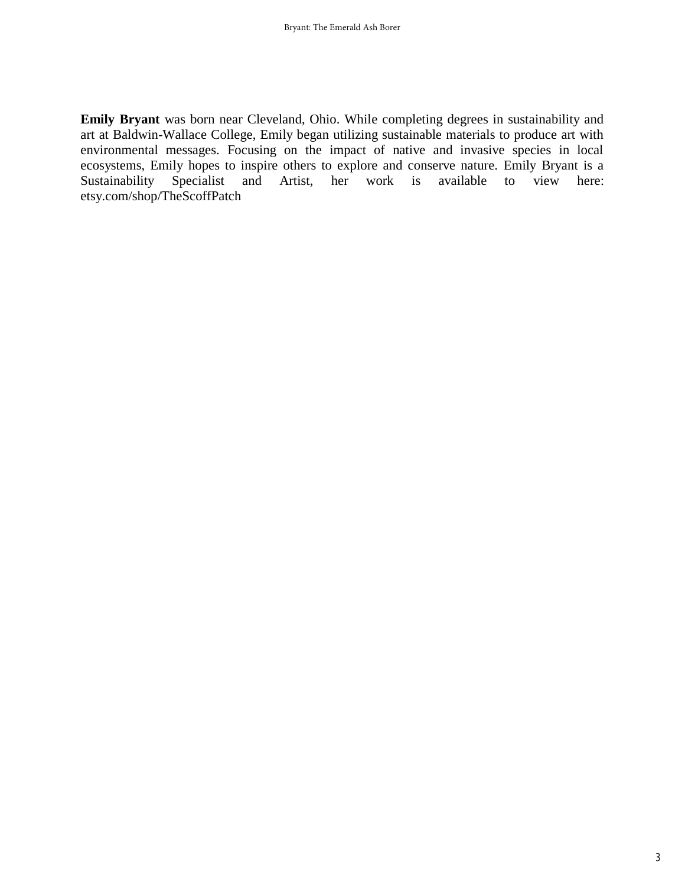**Emily Bryant** was born near Cleveland, Ohio. While completing degrees in sustainability and art at Baldwin-Wallace College, Emily began utilizing sustainable materials to produce art with environmental messages. Focusing on the impact of native and invasive species in local ecosystems, Emily hopes to inspire others to explore and conserve nature. Emily Bryant is a Sustainability Specialist and Artist, her work is available to view here: etsy.com/shop/TheScoffPatch